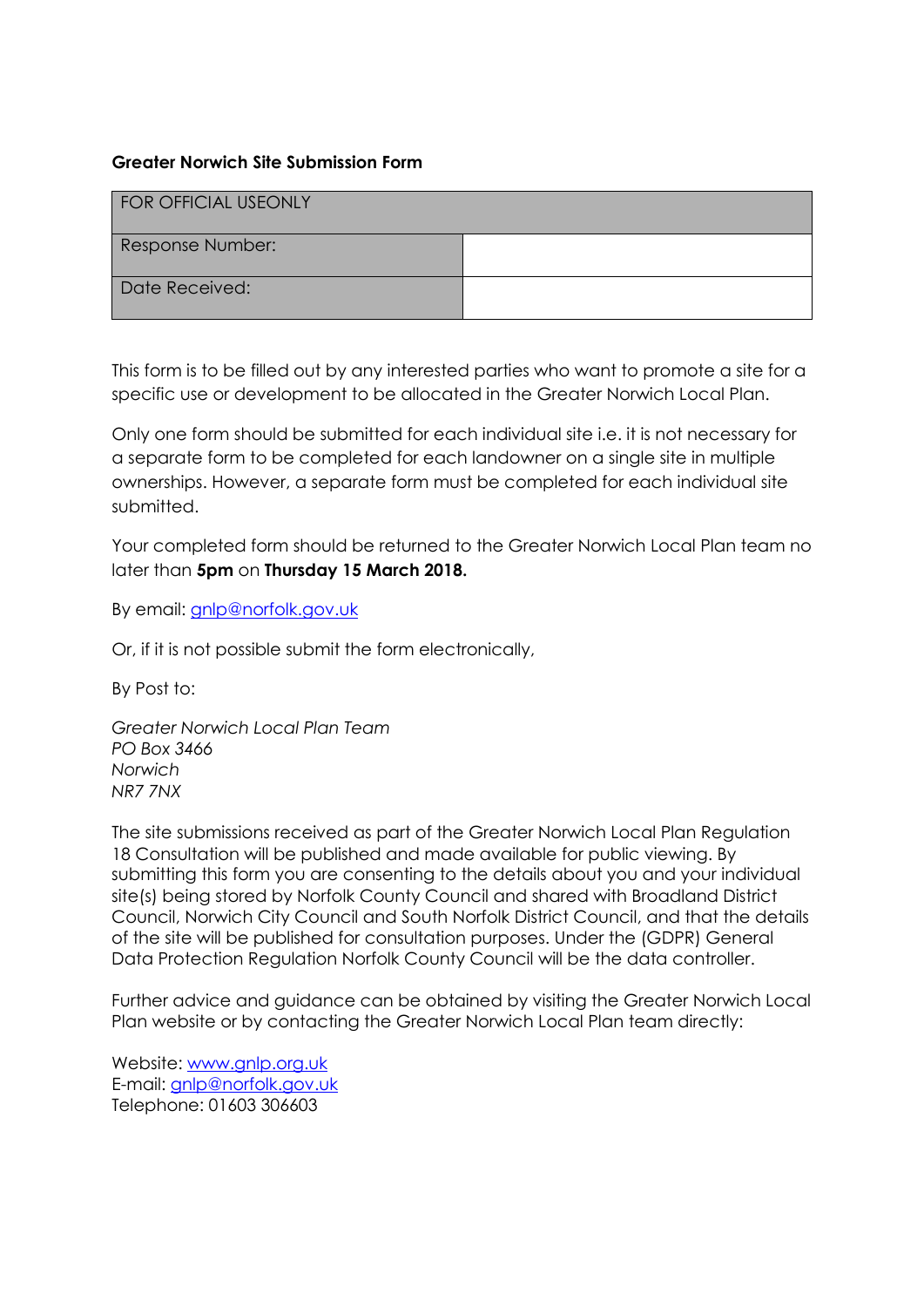**Greater Norwich Site Submission Form**

| FOR OFFICIAL USEONLY | |
|---|---|
| Response Number: | |
| Date Received: | |

This form is to be filled out by any interested parties who want to promote a site for a specific use or development to be allocated in the Greater Norwich Local Plan.

Only one form should be submitted for each individual site i.e. it is not necessary for a separate form to be completed for each landowner on a single site in multiple ownerships. However, a separate form must be completed for each individual site submitted.

Your completed form should be returned to the Greater Norwich Local Plan team no later than **5pm** on **Thursday 15 March 2018.**

By email: gnlp@norfolk.gov.uk

Or, if it is not possible submit the form electronically,

By Post to:

*Greater Norwich Local Plan Team*
*PO Box 3466*
*Norwich*
*NR7 7NX*

The site submissions received as part of the Greater Norwich Local Plan Regulation 18 Consultation will be published and made available for public viewing. By submitting this form you are consenting to the details about you and your individual site(s) being stored by Norfolk County Council and shared with Broadland District Council, Norwich City Council and South Norfolk District Council, and that the details of the site will be published for consultation purposes. Under the (GDPR) General Data Protection Regulation Norfolk County Council will be the data controller.

Further advice and guidance can be obtained by visiting the Greater Norwich Local Plan website or by contacting the Greater Norwich Local Plan team directly:

Website: www.gnlp.org.uk
E-mail: gnlp@norfolk.gov.uk
Telephone: 01603 306603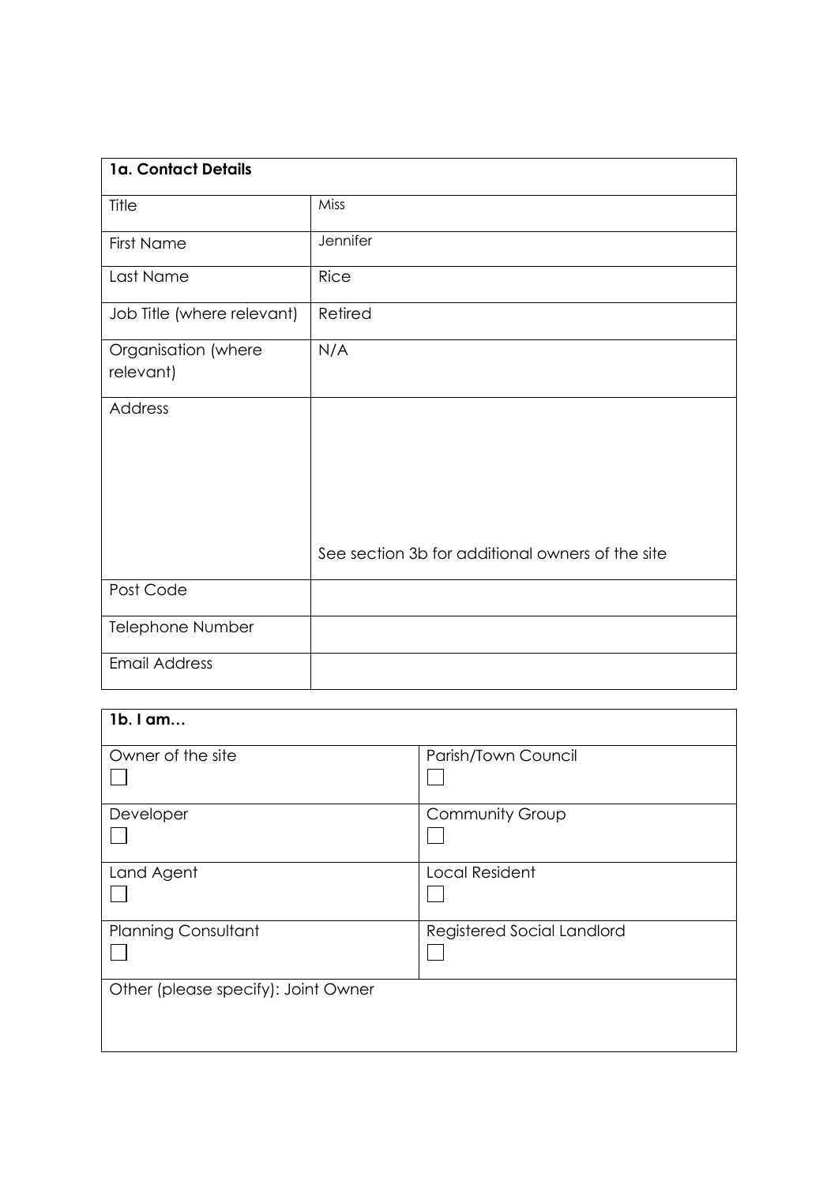| 1a. Contact Details | |
|---|---|
| Title | Miss |
| First Name | Jennifer |
| Last Name | Rice |
| Job Title (where relevant) | Retired |
| Organisation (where relevant) | N/A |
| Address | See section 3b for additional owners of the site |
| Post Code | |
| Telephone Number | |
| Email Address | |

| 1b. I am… | |
|---|---|
| Owner of the site ☐ | Parish/Town Council ☐ |
| Developer ☐ | Community Group ☐ |
| Land Agent ☐ | Local Resident ☐ |
| Planning Consultant ☐ | Registered Social Landlord ☐ |
| Other (please specify): Joint Owner | |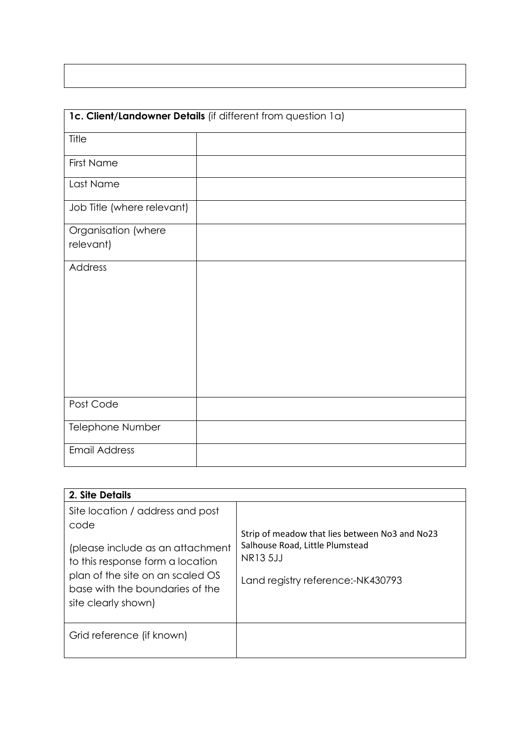| **1c. Client/Landowner Details** (if different from question 1a) | |
|---|---|
| Title | |
| First Name | |
| Last Name | |
| Job Title (where relevant) | |
| Organisation (where relevant) | |
| Address | |
| Post Code | |
| Telephone Number | |
| Email Address | |

| **2. Site Details** | |
|---|---|
| Site location / address and post code<br><br>(please include as an attachment to this response form a location plan of the site on an scaled OS base with the boundaries of the site clearly shown) | Strip of meadow that lies between No3 and No23 Salhouse Road, Little Plumstead<br>NR13 5JJ<br><br>Land registry reference:-NK430793 |
| Grid reference (if known) | |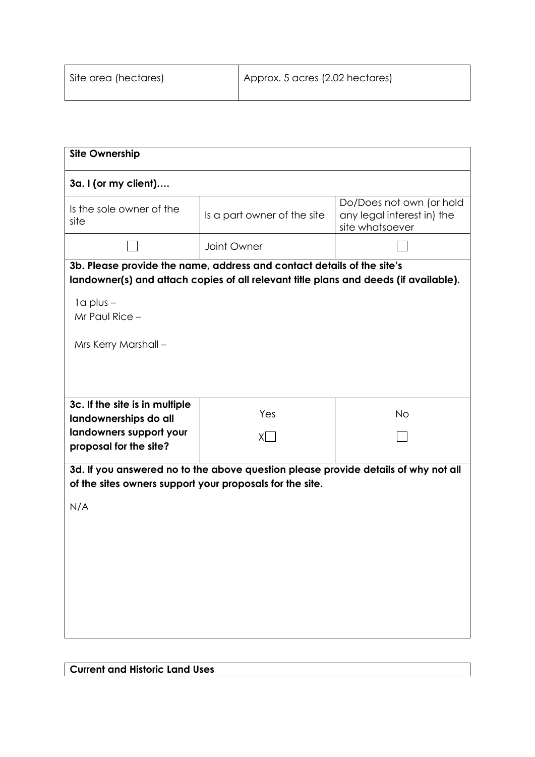| Site area (hectares) | Approx. 5 acres (2.02 hectares) |
|---|---|

| **Site Ownership** | | |
|---|---|---|
| **3a. I (or my client)….** | | |
| Is the sole owner of the site | Is a part owner of the site | Do/Does not own (or hold any legal interest in) the site whatsoever |
| ☐ | Joint Owner | ☐ |
| **3b. Please provide the name, address and contact details of the site's landowner(s) and attach copies of all relevant title plans and deeds (if available).** | | |
| 1a plus – <br> Mr Paul Rice – <br> <br> Mrs Kerry Marshall – | | |
| **3c. If the site is in multiple landownerships do all landowners support your proposal for the site?** | Yes <br> X☐ | No <br> ☐ |
| **3d. If you answered no to the above question please provide details of why not all of the sites owners support your proposals for the site.** | | |
| N/A | | |

| **Current and Historic Land Uses** |
|---|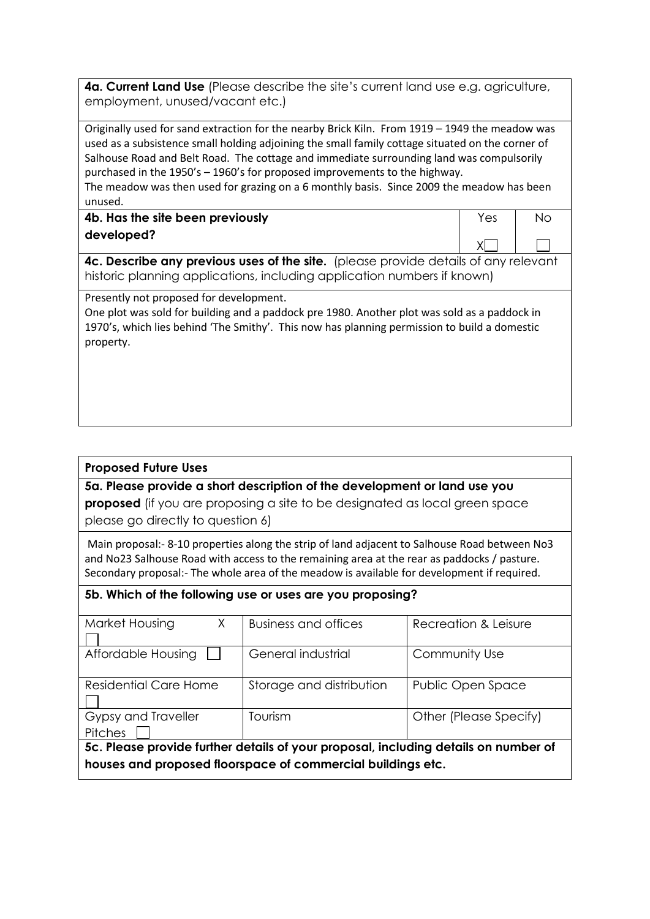**4a. Current Land Use** (Please describe the site's current land use e.g. agriculture, employment, unused/vacant etc.)

Originally used for sand extraction for the nearby Brick Kiln. From 1919 – 1949 the meadow was used as a subsistence small holding adjoining the small family cottage situated on the corner of Salhouse Road and Belt Road. The cottage and immediate surrounding land was compulsorily purchased in the 1950's – 1960's for proposed improvements to the highway.
The meadow was then used for grazing on a 6 monthly basis. Since 2009 the meadow has been unused.

| **4b. Has the site been previously developed?** | Yes | No |
|---|---|---|
| | X☐ | ☐ |

**4c. Describe any previous uses of the site.** (please provide details of any relevant historic planning applications, including application numbers if known)

Presently not proposed for development.
One plot was sold for building and a paddock pre 1980. Another plot was sold as a paddock in 1970's, which lies behind 'The Smithy'. This now has planning permission to build a domestic property.

**Proposed Future Uses**

**5a. Please provide a short description of the development or land use you proposed** (if you are proposing a site to be designated as local green space please go directly to question 6)

Main proposal:- 8-10 properties along the strip of land adjacent to Salhouse Road between No3 and No23 Salhouse Road with access to the remaining area at the rear as paddocks / pasture. Secondary proposal:- The whole area of the meadow is available for development if required.

**5b. Which of the following use or uses are you proposing?**

| | | |
|---|---|---|
| Market Housing X ☐ | Business and offices | Recreation & Leisure |
| Affordable Housing ☐ | General industrial | Community Use |
| Residential Care Home ☐ | Storage and distribution | Public Open Space |
| Gypsy and Traveller Pitches ☐ | Tourism | Other (Please Specify) |

**5c. Please provide further details of your proposal, including details on number of houses and proposed floorspace of commercial buildings etc.**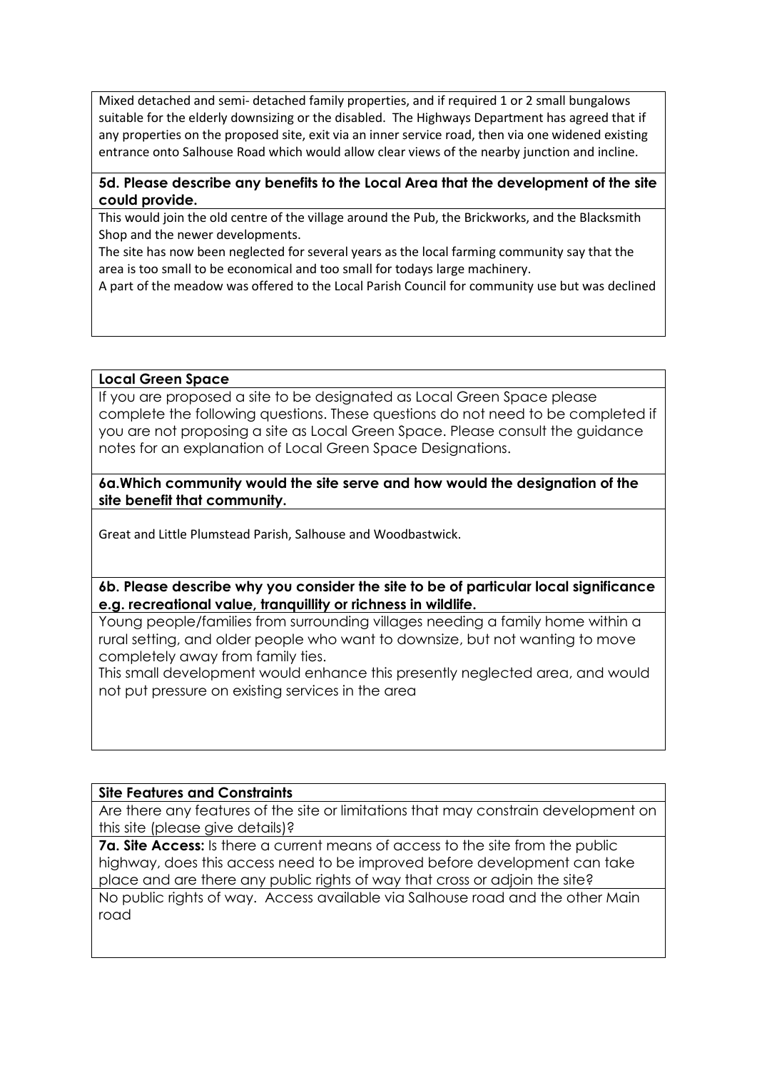Mixed detached and semi- detached family properties, and if required 1 or 2 small bungalows suitable for the elderly downsizing or the disabled. The Highways Department has agreed that if any properties on the proposed site, exit via an inner service road, then via one widened existing entrance onto Salhouse Road which would allow clear views of the nearby junction and incline.

**5d. Please describe any benefits to the Local Area that the development of the site could provide.**

This would join the old centre of the village around the Pub, the Brickworks, and the Blacksmith Shop and the newer developments.

The site has now been neglected for several years as the local farming community say that the area is too small to be economical and too small for todays large machinery.

A part of the meadow was offered to the Local Parish Council for community use but was declined

**Local Green Space**

If you are proposed a site to be designated as Local Green Space please complete the following questions. These questions do not need to be completed if you are not proposing a site as Local Green Space. Please consult the guidance notes for an explanation of Local Green Space Designations.

**6a.Which community would the site serve and how would the designation of the site benefit that community.**

Great and Little Plumstead Parish, Salhouse and Woodbastwick.

**6b. Please describe why you consider the site to be of particular local significance e.g. recreational value, tranquillity or richness in wildlife.**

Young people/families from surrounding villages needing a family home within a rural setting, and older people who want to downsize, but not wanting to move completely away from family ties.

This small development would enhance this presently neglected area, and would not put pressure on existing services in the area

**Site Features and Constraints**

Are there any features of the site or limitations that may constrain development on this site (please give details)?

**7a. Site Access:** Is there a current means of access to the site from the public highway, does this access need to be improved before development can take place and are there any public rights of way that cross or adjoin the site?

No public rights of way. Access available via Salhouse road and the other Main road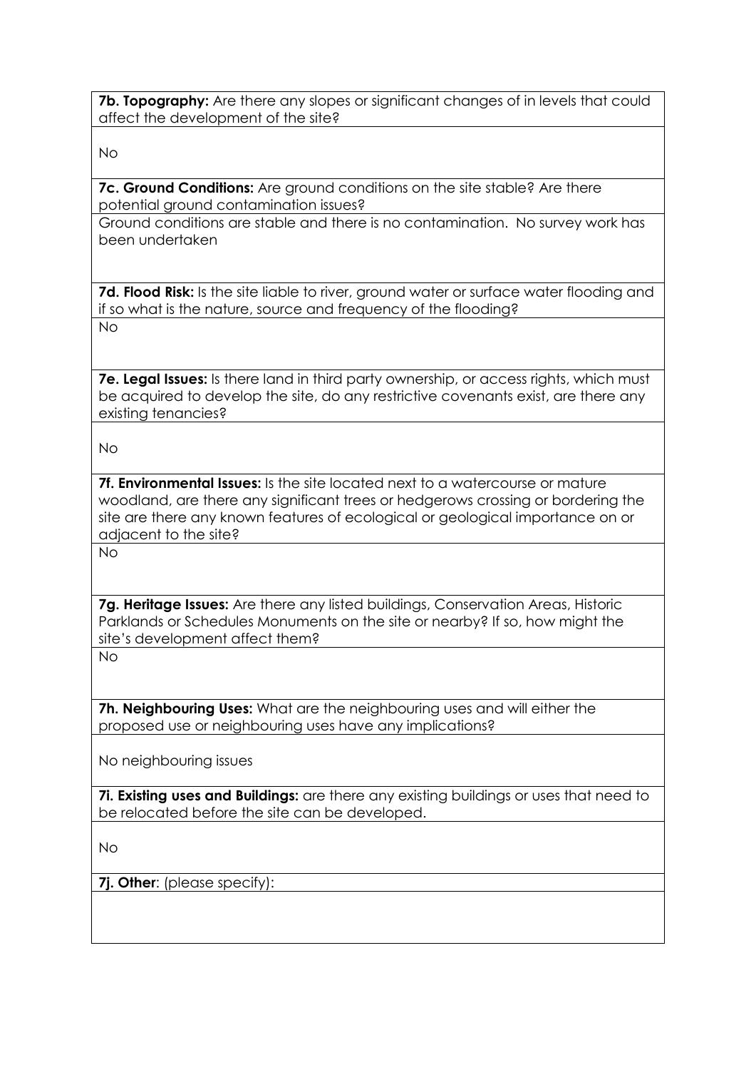**7b. Topography:** Are there any slopes or significant changes of in levels that could affect the development of the site?

No

**7c. Ground Conditions:** Are ground conditions on the site stable? Are there potential ground contamination issues?

Ground conditions are stable and there is no contamination. No survey work has been undertaken

**7d. Flood Risk:** Is the site liable to river, ground water or surface water flooding and if so what is the nature, source and frequency of the flooding?

No

**7e. Legal Issues:** Is there land in third party ownership, or access rights, which must be acquired to develop the site, do any restrictive covenants exist, are there any existing tenancies?

No

**7f. Environmental Issues:** Is the site located next to a watercourse or mature woodland, are there any significant trees or hedgerows crossing or bordering the site are there any known features of ecological or geological importance on or adjacent to the site?

No

**7g. Heritage Issues:** Are there any listed buildings, Conservation Areas, Historic Parklands or Schedules Monuments on the site or nearby? If so, how might the site's development affect them?

No

**7h. Neighbouring Uses:** What are the neighbouring uses and will either the proposed use or neighbouring uses have any implications?

No neighbouring issues

**7i. Existing uses and Buildings:** are there any existing buildings or uses that need to be relocated before the site can be developed.

No

**7j. Other**: (please specify):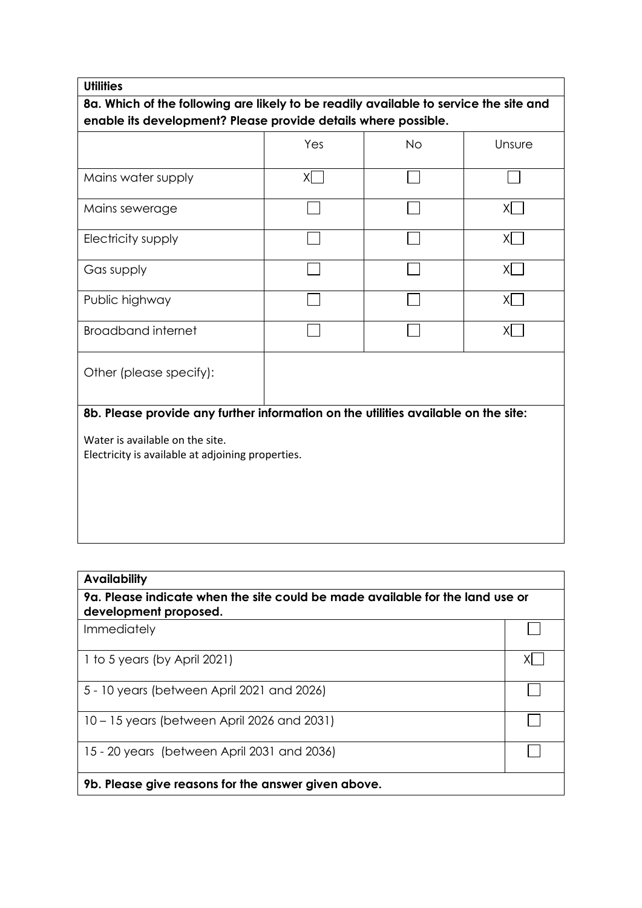**Utilities**

**8a. Which of the following are likely to be readily available to service the site and enable its development? Please provide details where possible.**

| | Yes | No | Unsure |
|---|---|---|---|
| Mains water supply | X☐ | ☐ | ☐ |
| Mains sewerage | ☐ | ☐ | X☐ |
| Electricity supply | ☐ | ☐ | X☐ |
| Gas supply | ☐ | ☐ | X☐ |
| Public highway | ☐ | ☐ | X☐ |
| Broadband internet | ☐ | ☐ | X☐ |
| Other (please specify): | | | |

**8b. Please provide any further information on the utilities available on the site:**

Water is available on the site.
Electricity is available at adjoining properties.

**Availability**

**9a. Please indicate when the site could be made available for the land use or development proposed.**

| | |
|---|---|
| Immediately | ☐ |
| 1 to 5 years (by April 2021) | X☐ |
| 5 - 10 years (between April 2021 and 2026) | ☐ |
| 10 – 15 years (between April 2026 and 2031) | ☐ |
| 15 - 20 years (between April 2031 and 2036) | ☐ |

**9b. Please give reasons for the answer given above.**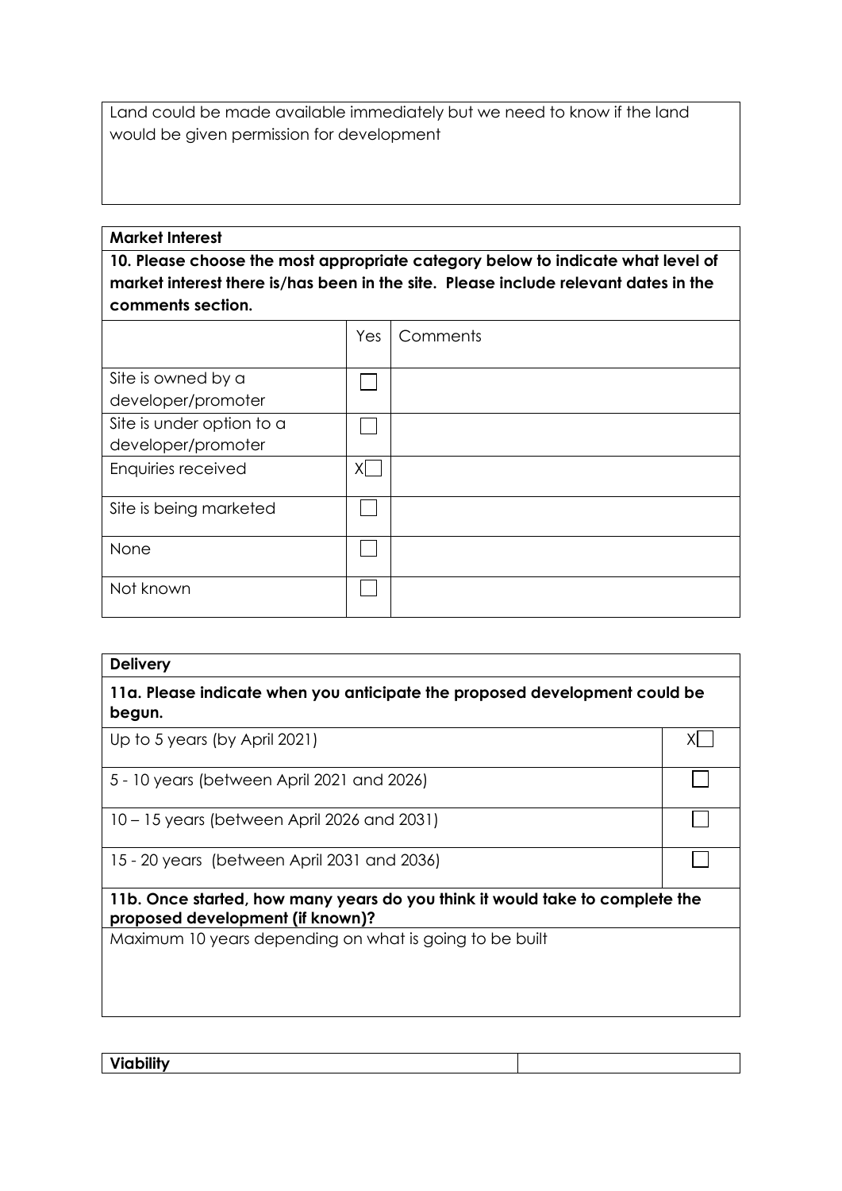Land could be made available immediately but we need to know if the land would be given permission for development

**Market Interest**

**10. Please choose the most appropriate category below to indicate what level of market interest there is/has been in the site. Please include relevant dates in the comments section.**

| | Yes | Comments |
|---|---|---|
| Site is owned by a developer/promoter | ☐ | |
| Site is under option to a developer/promoter | ☐ | |
| Enquiries received | X☐ | |
| Site is being marketed | ☐ | |
| None | ☐ | |
| Not known | ☐ | |

**Delivery**

**11a. Please indicate when you anticipate the proposed development could be begun.**

| | |
|---|---|
| Up to 5 years (by April 2021) | X☐ |
| 5 - 10 years (between April 2021 and 2026) | ☐ |
| 10 – 15 years (between April 2026 and 2031) | ☐ |
| 15 - 20 years (between April 2031 and 2036) | ☐ |

**11b. Once started, how many years do you think it would take to complete the proposed development (if known)?**

Maximum 10 years depending on what is going to be built

**Viability**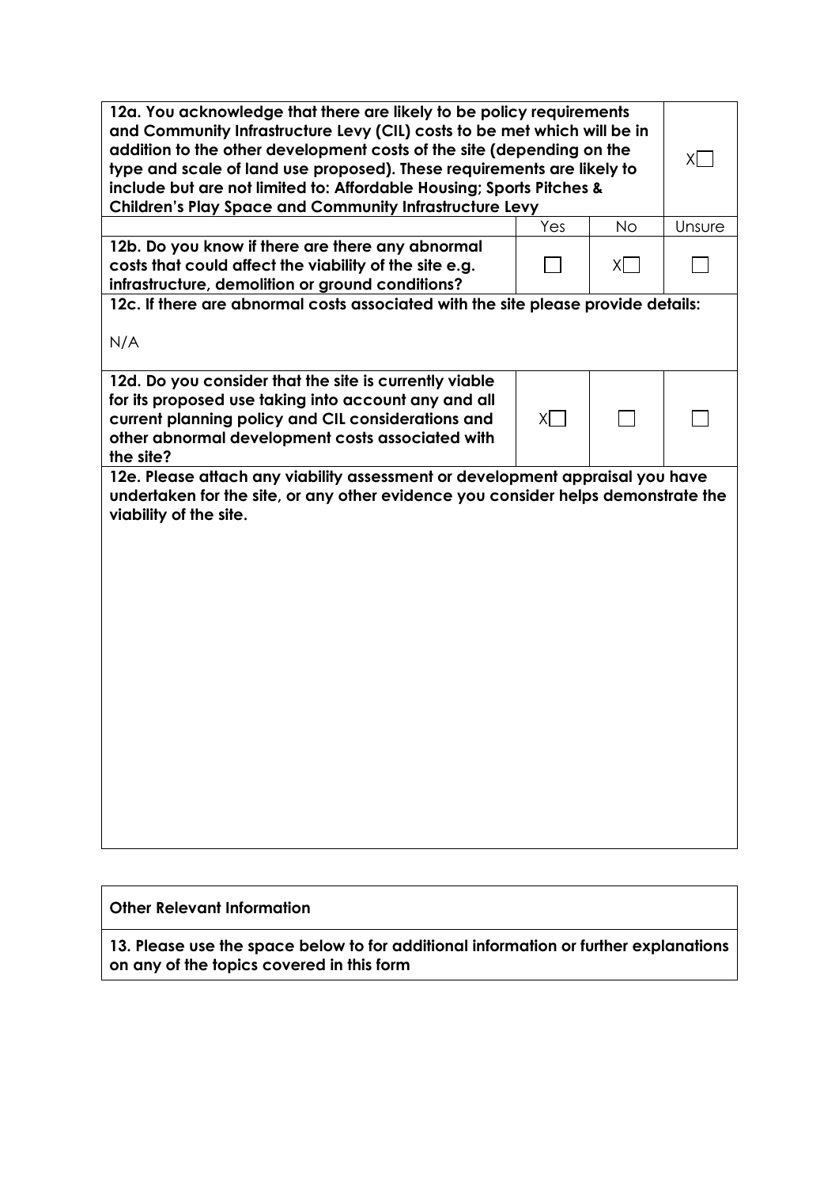| 12a. You acknowledge that there are likely to be policy requirements and Community Infrastructure Levy (CIL) costs to be met which will be in addition to the other development costs of the site (depending on the type and scale of land use proposed). These requirements are likely to include but are not limited to: Affordable Housing; Sports Pitches & Children's Play Space and Community Infrastructure Levy | | | X☐ |
|---|---|---|---|
| | Yes | No | Unsure |
| **12b. Do you know if there are there any abnormal costs that could affect the viability of the site e.g. infrastructure, demolition or ground conditions?** | ☐ | X☐ | ☐ |
| **12c. If there are abnormal costs associated with the site please provide details:** N/A | | | |
| **12d. Do you consider that the site is currently viable for its proposed use taking into account any and all current planning policy and CIL considerations and other abnormal development costs associated with the site?** | X☐ | ☐ | ☐ |
| **12e. Please attach any viability assessment or development appraisal you have undertaken for the site, or any other evidence you consider helps demonstrate the viability of the site.** | | | |

**Other Relevant Information**

**13. Please use the space below to for additional information or further explanations on any of the topics covered in this form**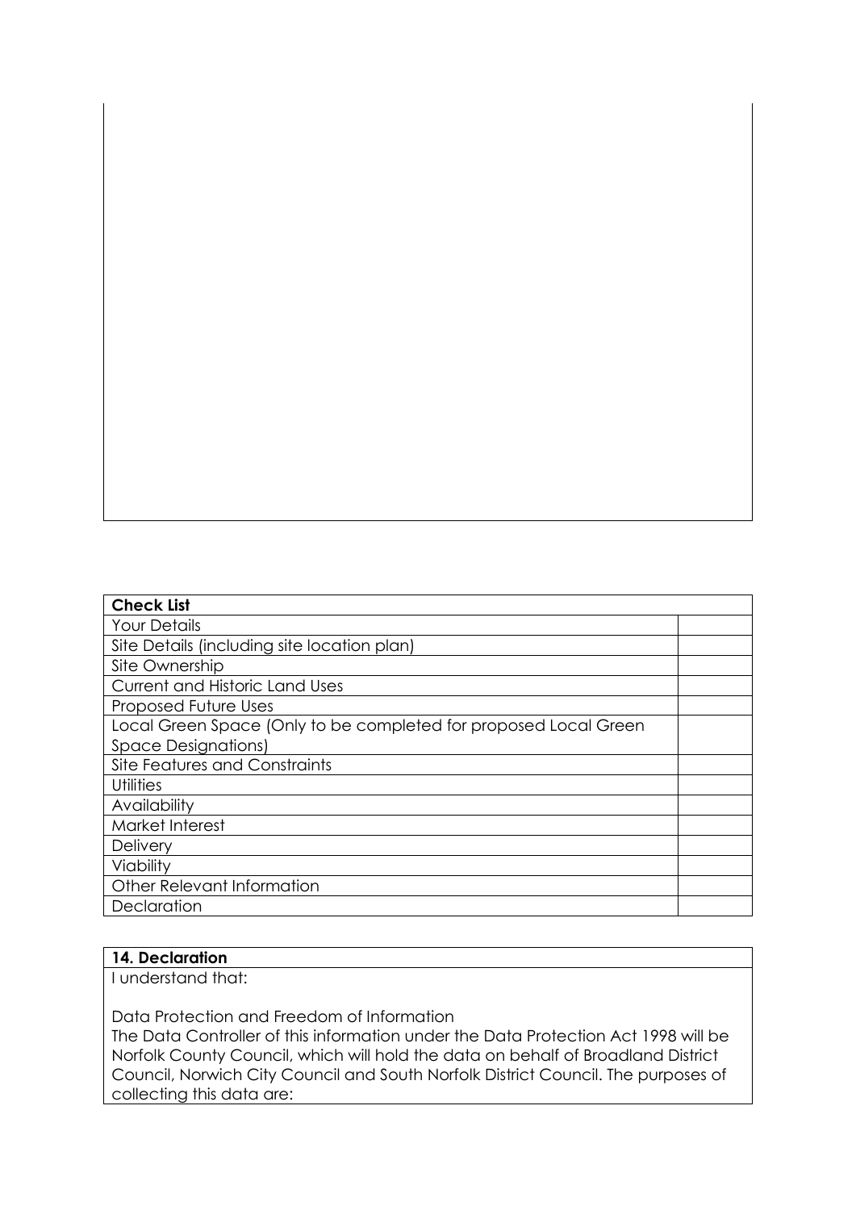| Check List | |
|---|---|
| Your Details | |
| Site Details (including site location plan) | |
| Site Ownership | |
| Current and Historic Land Uses | |
| Proposed Future Uses | |
| Local Green Space (Only to be completed for proposed Local Green Space Designations) | |
| Site Features and Constraints | |
| Utilities | |
| Availability | |
| Market Interest | |
| Delivery | |
| Viability | |
| Other Relevant Information | |
| Declaration | |

| **14. Declaration** |
|---|
| I understand that:<br><br>Data Protection and Freedom of Information<br>The Data Controller of this information under the Data Protection Act 1998 will be Norfolk County Council, which will hold the data on behalf of Broadland District Council, Norwich City Council and South Norfolk District Council. The purposes of collecting this data are: |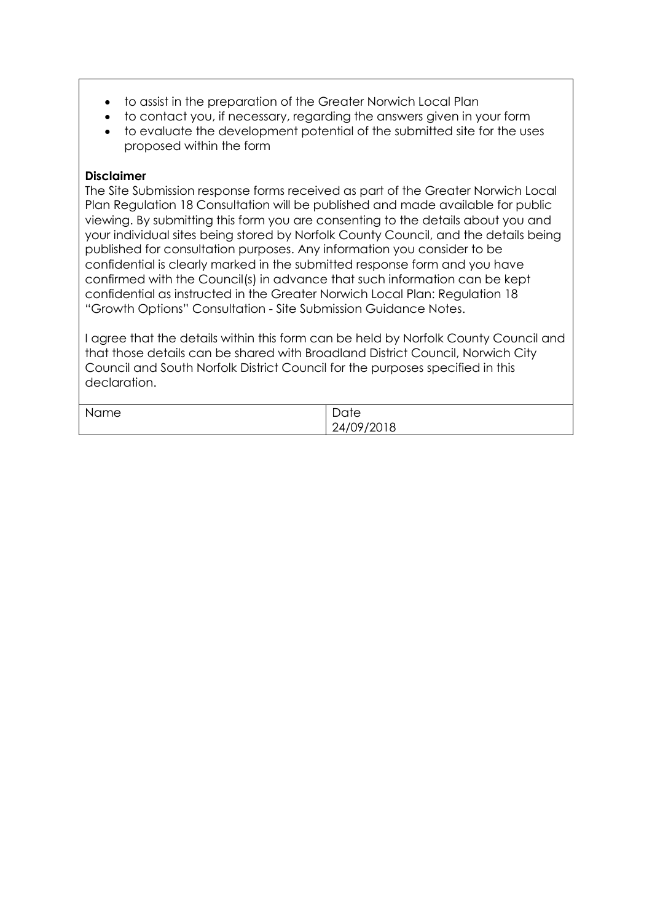- to assist in the preparation of the Greater Norwich Local Plan
- to contact you, if necessary, regarding the answers given in your form
- to evaluate the development potential of the submitted site for the uses proposed within the form

**Disclaimer**

The Site Submission response forms received as part of the Greater Norwich Local Plan Regulation 18 Consultation will be published and made available for public viewing. By submitting this form you are consenting to the details about you and your individual sites being stored by Norfolk County Council, and the details being published for consultation purposes. Any information you consider to be confidential is clearly marked in the submitted response form and you have confirmed with the Council(s) in advance that such information can be kept confidential as instructed in the Greater Norwich Local Plan: Regulation 18 "Growth Options" Consultation - Site Submission Guidance Notes.

I agree that the details within this form can be held by Norfolk County Council and that those details can be shared with Broadland District Council, Norwich City Council and South Norfolk District Council for the purposes specified in this declaration.

| | |
|---|---|
| Name | Date<br>24/09/2018 |